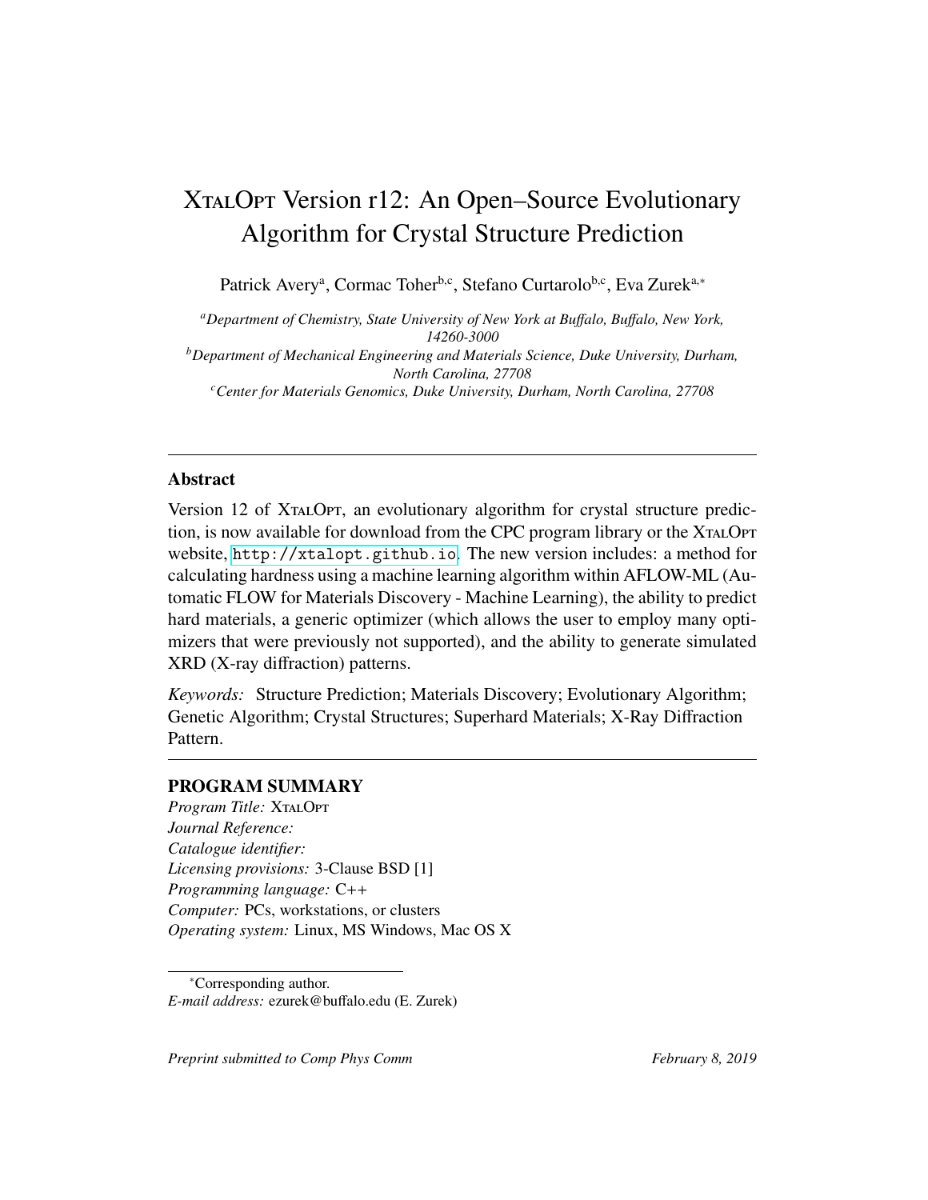# XtalOpt Version r12: An Open–Source Evolutionary Algorithm for Crystal Structure Prediction

Patrick Avery[a], Cormac Toher[b,c], Stefano Curtarolo[b,c], Eva Zurek[a,*]

[a] *Department of Chemistry, State University of New York at Buffalo, Buffalo, New York, 14260-3000*

[b] *Department of Mechanical Engineering and Materials Science, Duke University, Durham, North Carolina, 27708*

[c] *Center for Materials Genomics, Duke University, Durham, North Carolina, 27708*

---

## Abstract

Version 12 of XtalOpt, an evolutionary algorithm for crystal structure prediction, is now available for download from the CPC program library or the XtalOpt website, http://xtalopt.github.io. The new version includes: a method for calculating hardness using a machine learning algorithm within AFLOW-ML (Automatic FLOW for Materials Discovery - Machine Learning), the ability to predict hard materials, a generic optimizer (which allows the user to employ many optimizers that were previously not supported), and the ability to generate simulated XRD (X-ray diffraction) patterns.

*Keywords:* Structure Prediction; Materials Discovery; Evolutionary Algorithm; Genetic Algorithm; Crystal Structures; Superhard Materials; X-Ray Diffraction Pattern.

---

## PROGRAM SUMMARY

*Program Title:* XtalOpt
*Journal Reference:*
*Catalogue identifier:*
*Licensing provisions:* 3-Clause BSD [1]
*Programming language:* C++
*Computer:* PCs, workstations, or clusters
*Operating system:* Linux, MS Windows, Mac OS X

---

*Corresponding author.
*E-mail address:* ezurek@buffalo.edu (E. Zurek)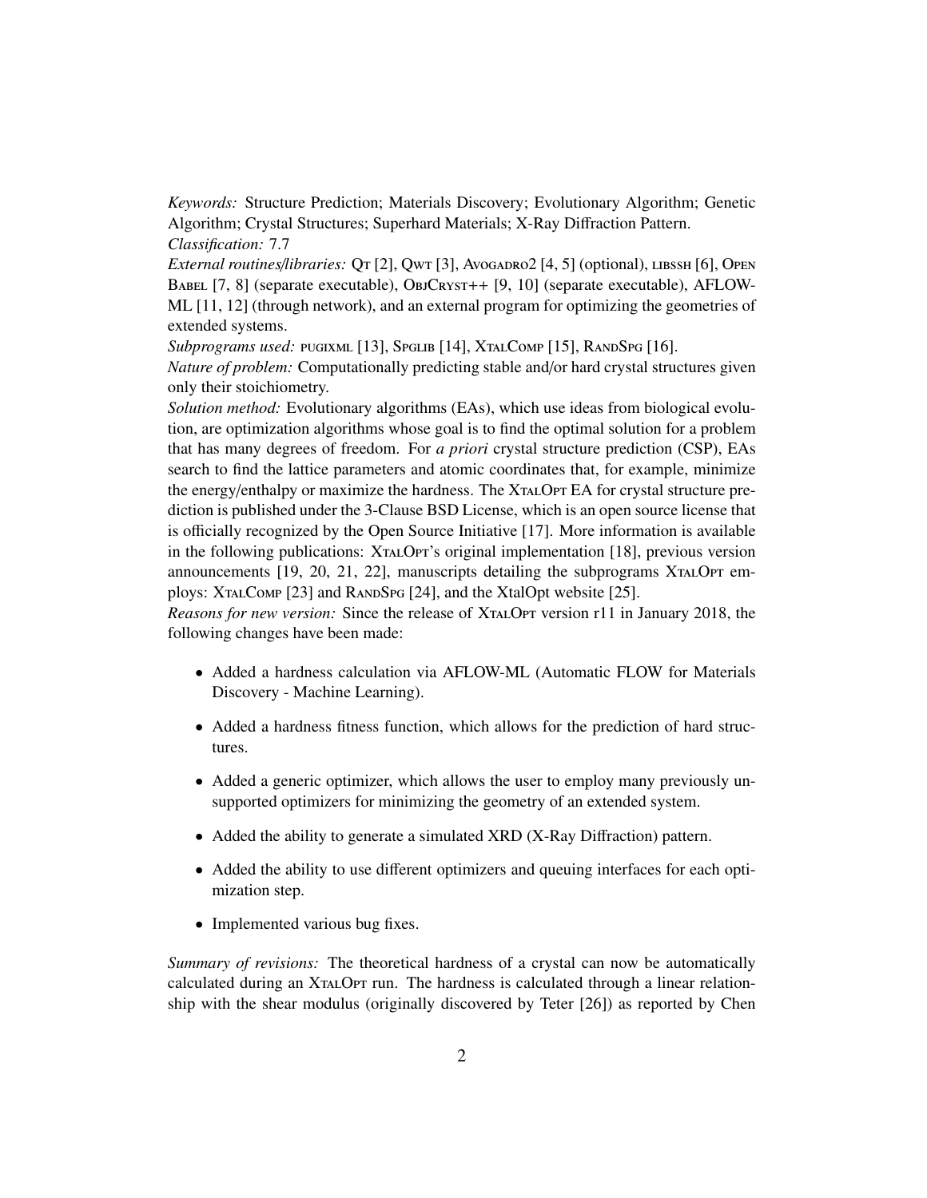*Keywords:* Structure Prediction; Materials Discovery; Evolutionary Algorithm; Genetic Algorithm; Crystal Structures; Superhard Materials; X-Ray Diffraction Pattern.
*Classification:* 7.7
*External routines/libraries:* Qt [2], Qwt [3], Avogadro2 [4, 5] (optional), libssh [6], Open Babel [7, 8] (separate executable), ObjCryst++ [9, 10] (separate executable), AFLOW-ML [11, 12] (through network), and an external program for optimizing the geometries of extended systems.
*Subprograms used:* pugixml [13], Spglib [14], XtalComp [15], RandSpg [16].
*Nature of problem:* Computationally predicting stable and/or hard crystal structures given only their stoichiometry.
*Solution method:* Evolutionary algorithms (EAs), which use ideas from biological evolution, are optimization algorithms whose goal is to find the optimal solution for a problem that has many degrees of freedom. For *a priori* crystal structure prediction (CSP), EAs search to find the lattice parameters and atomic coordinates that, for example, minimize the energy/enthalpy or maximize the hardness. The XtalOpt EA for crystal structure prediction is published under the 3-Clause BSD License, which is an open source license that is officially recognized by the Open Source Initiative [17]. More information is available in the following publications: XtalOpt's original implementation [18], previous version announcements [19, 20, 21, 22], manuscripts detailing the subprograms XtalOpt employs: XtalComp [23] and RandSpg [24], and the XtalOpt website [25].
*Reasons for new version:* Since the release of XtalOpt version r11 in January 2018, the following changes have been made:

- Added a hardness calculation via AFLOW-ML (Automatic FLOW for Materials Discovery - Machine Learning).
- Added a hardness fitness function, which allows for the prediction of hard structures.
- Added a generic optimizer, which allows the user to employ many previously unsupported optimizers for minimizing the geometry of an extended system.
- Added the ability to generate a simulated XRD (X-Ray Diffraction) pattern.
- Added the ability to use different optimizers and queuing interfaces for each optimization step.
- Implemented various bug fixes.

*Summary of revisions:* The theoretical hardness of a crystal can now be automatically calculated during an XtalOpt run. The hardness is calculated through a linear relationship with the shear modulus (originally discovered by Teter [26]) as reported by Chen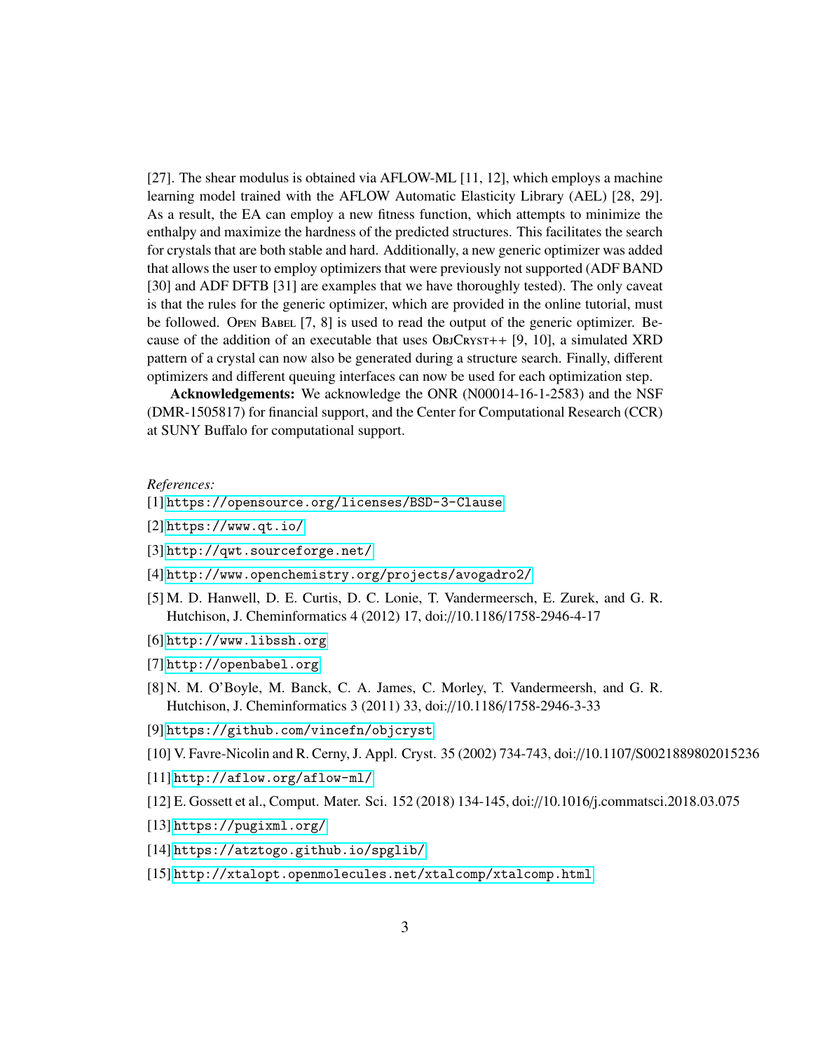[27]. The shear modulus is obtained via AFLOW-ML [11, 12], which employs a machine learning model trained with the AFLOW Automatic Elasticity Library (AEL) [28, 29]. As a result, the EA can employ a new fitness function, which attempts to minimize the enthalpy and maximize the hardness of the predicted structures. This facilitates the search for crystals that are both stable and hard. Additionally, a new generic optimizer was added that allows the user to employ optimizers that were previously not supported (ADF BAND [30] and ADF DFTB [31] are examples that we have thoroughly tested). The only caveat is that the rules for the generic optimizer, which are provided in the online tutorial, must be followed. Open Babel [7, 8] is used to read the output of the generic optimizer. Because of the addition of an executable that uses ObjCryst++ [9, 10], a simulated XRD pattern of a crystal can now also be generated during a structure search. Finally, different optimizers and different queuing interfaces can now be used for each optimization step.

**Acknowledgements:** We acknowledge the ONR (N00014-16-1-2583) and the NSF (DMR-1505817) for financial support, and the Center for Computational Research (CCR) at SUNY Buffalo for computational support.

*References:*

[1] https://opensource.org/licenses/BSD-3-Clause

[2] https://www.qt.io/

[3] http://qwt.sourceforge.net/

[4] http://www.openchemistry.org/projects/avogadro2/

[5] M. D. Hanwell, D. E. Curtis, D. C. Lonie, T. Vandermeersch, E. Zurek, and G. R. Hutchison, J. Cheminformatics 4 (2012) 17, doi://10.1186/1758-2946-4-17

[6] http://www.libssh.org

[7] http://openbabel.org

[8] N. M. O'Boyle, M. Banck, C. A. James, C. Morley, T. Vandermeersh, and G. R. Hutchison, J. Cheminformatics 3 (2011) 33, doi://10.1186/1758-2946-3-33

[9] https://github.com/vincefn/objcryst

[10] V. Favre-Nicolin and R. Cerny, J. Appl. Cryst. 35 (2002) 734-743, doi://10.1107/S0021889802015236

[11] http://aflow.org/aflow-ml/

[12] E. Gossett et al., Comput. Mater. Sci. 152 (2018) 134-145, doi://10.1016/j.commatsci.2018.03.075

[13] https://pugixml.org/

[14] https://atztogo.github.io/spglib/

[15] http://xtalopt.openmolecules.net/xtalcomp/xtalcomp.html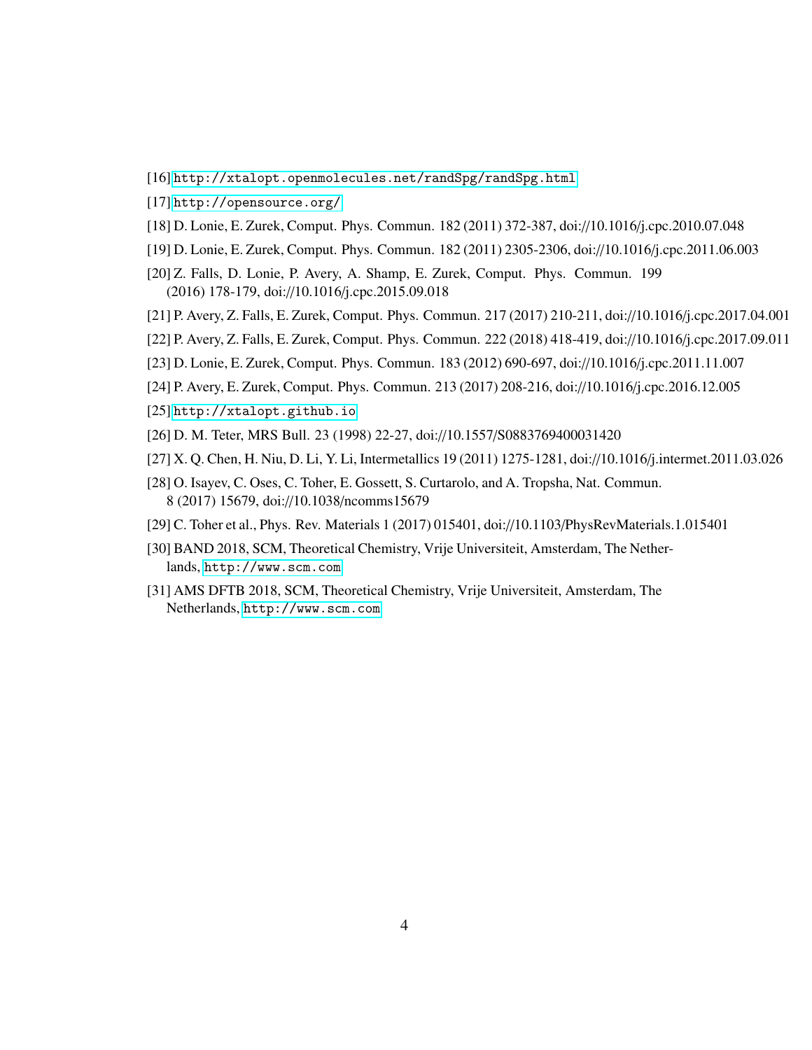[16] http://xtalopt.openmolecules.net/randSpg/randSpg.html

[17] http://opensource.org/

[18] D. Lonie, E. Zurek, Comput. Phys. Commun. 182 (2011) 372-387, doi://10.1016/j.cpc.2010.07.048

[19] D. Lonie, E. Zurek, Comput. Phys. Commun. 182 (2011) 2305-2306, doi://10.1016/j.cpc.2011.06.003

[20] Z. Falls, D. Lonie, P. Avery, A. Shamp, E. Zurek, Comput. Phys. Commun. 199 (2016) 178-179, doi://10.1016/j.cpc.2015.09.018

[21] P. Avery, Z. Falls, E. Zurek, Comput. Phys. Commun. 217 (2017) 210-211, doi://10.1016/j.cpc.2017.04.001

[22] P. Avery, Z. Falls, E. Zurek, Comput. Phys. Commun. 222 (2018) 418-419, doi://10.1016/j.cpc.2017.09.011

[23] D. Lonie, E. Zurek, Comput. Phys. Commun. 183 (2012) 690-697, doi://10.1016/j.cpc.2011.11.007

[24] P. Avery, E. Zurek, Comput. Phys. Commun. 213 (2017) 208-216, doi://10.1016/j.cpc.2016.12.005

[25] http://xtalopt.github.io

[26] D. M. Teter, MRS Bull. 23 (1998) 22-27, doi://10.1557/S0883769400031420

[27] X. Q. Chen, H. Niu, D. Li, Y. Li, Intermetallics 19 (2011) 1275-1281, doi://10.1016/j.intermet.2011.03.026

[28] O. Isayev, C. Oses, C. Toher, E. Gossett, S. Curtarolo, and A. Tropsha, Nat. Commun. 8 (2017) 15679, doi://10.1038/ncomms15679

[29] C. Toher et al., Phys. Rev. Materials 1 (2017) 015401, doi://10.1103/PhysRevMaterials.1.015401

[30] BAND 2018, SCM, Theoretical Chemistry, Vrije Universiteit, Amsterdam, The Netherlands, http://www.scm.com

[31] AMS DFTB 2018, SCM, Theoretical Chemistry, Vrije Universiteit, Amsterdam, The Netherlands, http://www.scm.com